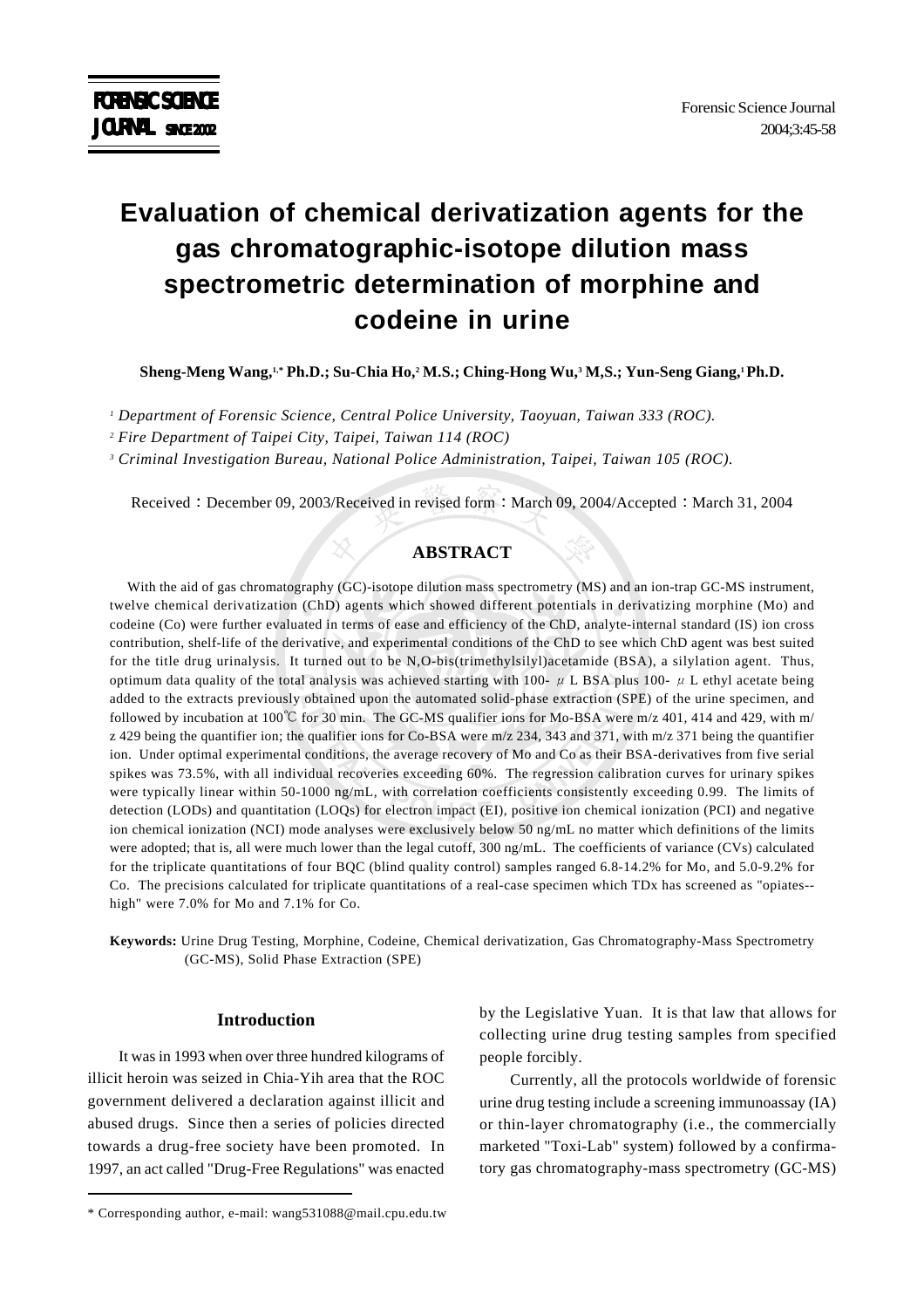# Evaluation of chemical derivatization agents for the gas chromatographic-isotope dilution mass spectrometric determination of morphine and codeine in urine

**Sheng-Meng Wang,[1,*] Ph.D.; Su-Chia Ho,[2] M.S.; Ching-Hong Wu,[3] M,S.; Yun-Seng Giang,[1] Ph.D.**

*[1] Department of Forensic Science, Central Police University, Taoyuan, Taiwan 333 (ROC).*

*[2] Fire Department of Taipei City, Taipei, Taiwan 114 (ROC)*

*[3] Criminal Investigation Bureau, National Police Administration, Taipei, Taiwan 105 (ROC).*

Received：December 09, 2003/Received in revised form：March 09, 2004/Accepted：March 31, 2004

## ABSTRACT

With the aid of gas chromatography (GC)-isotope dilution mass spectrometry (MS) and an ion-trap GC-MS instrument, twelve chemical derivatization (ChD) agents which showed different potentials in derivatizing morphine (Mo) and codeine (Co) were further evaluated in terms of ease and efficiency of the ChD, analyte-internal standard (IS) ion cross contribution, shelf-life of the derivative, and experimental conditions of the ChD to see which ChD agent was best suited for the title drug urinalysis. It turned out to be N,O-bis(trimethylsilyl)acetamide (BSA), a silylation agent. Thus, optimum data quality of the total analysis was achieved starting with 100- μL BSA plus 100- μL ethyl acetate being added to the extracts previously obtained upon the automated solid-phase extraction (SPE) of the urine specimen, and followed by incubation at 100℃ for 30 min. The GC-MS qualifier ions for Mo-BSA were m/z 401, 414 and 429, with m/z 429 being the quantifier ion; the qualifier ions for Co-BSA were m/z 234, 343 and 371, with m/z 371 being the quantifier ion. Under optimal experimental conditions, the average recovery of Mo and Co as their BSA-derivatives from five serial spikes was 73.5%, with all individual recoveries exceeding 60%. The regression calibration curves for urinary spikes were typically linear within 50-1000 ng/mL, with correlation coefficients consistently exceeding 0.99. The limits of detection (LODs) and quantitation (LOQs) for electron impact (EI), positive ion chemical ionization (PCI) and negative ion chemical ionization (NCI) mode analyses were exclusively below 50 ng/mL no matter which definitions of the limits were adopted; that is, all were much lower than the legal cutoff, 300 ng/mL. The coefficients of variance (CVs) calculated for the triplicate quantitations of four BQC (blind quality control) samples ranged 6.8-14.2% for Mo, and 5.0-9.2% for Co. The precisions calculated for triplicate quantitations of a real-case specimen which TDx has screened as "opiates--high" were 7.0% for Mo and 7.1% for Co.

**Keywords:** Urine Drug Testing, Morphine, Codeine, Chemical derivatization, Gas Chromatography-Mass Spectrometry (GC-MS), Solid Phase Extraction (SPE)

## Introduction

It was in 1993 when over three hundred kilograms of illicit heroin was seized in Chia-Yih area that the ROC government delivered a declaration against illicit and abused drugs. Since then a series of policies directed towards a drug-free society have been promoted. In 1997, an act called "Drug-Free Regulations" was enacted by the Legislative Yuan. It is that law that allows for collecting urine drug testing samples from specified people forcibly.

Currently, all the protocols worldwide of forensic urine drug testing include a screening immunoassay (IA) or thin-layer chromatography (i.e., the commercially marketed "Toxi-Lab" system) followed by a confirmatory gas chromatography-mass spectrometry (GC-MS)

\* Corresponding author, e-mail: wang531088@mail.cpu.edu.tw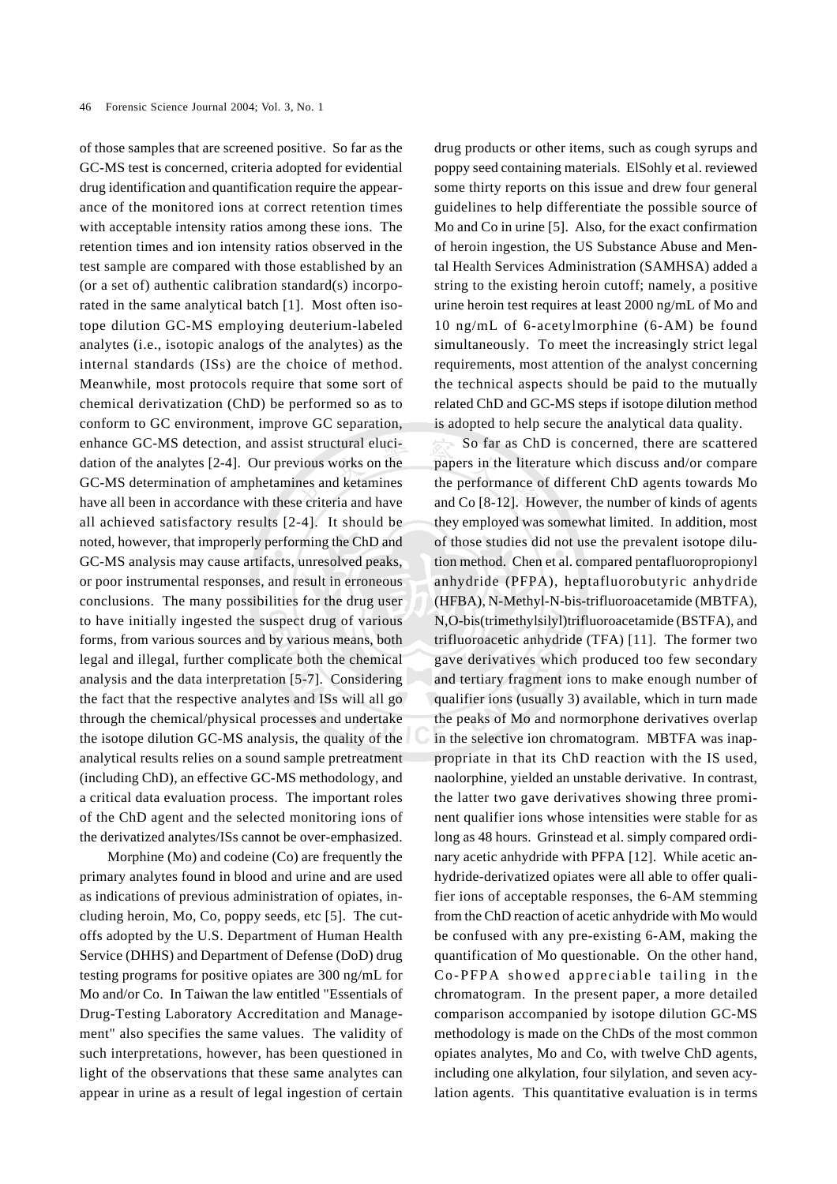of those samples that are screened positive. So far as the GC-MS test is concerned, criteria adopted for evidential drug identification and quantification require the appearance of the monitored ions at correct retention times with acceptable intensity ratios among these ions. The retention times and ion intensity ratios observed in the test sample are compared with those established by an (or a set of) authentic calibration standard(s) incorporated in the same analytical batch [1]. Most often isotope dilution GC-MS employing deuterium-labeled analytes (i.e., isotopic analogs of the analytes) as the internal standards (ISs) are the choice of method. Meanwhile, most protocols require that some sort of chemical derivatization (ChD) be performed so as to conform to GC environment, improve GC separation, enhance GC-MS detection, and assist structural elucidation of the analytes [2-4]. Our previous works on the GC-MS determination of amphetamines and ketamines have all been in accordance with these criteria and have all achieved satisfactory results [2-4]. It should be noted, however, that improperly performing the ChD and GC-MS analysis may cause artifacts, unresolved peaks, or poor instrumental responses, and result in erroneous conclusions. The many possibilities for the drug user to have initially ingested the suspect drug of various forms, from various sources and by various means, both legal and illegal, further complicate both the chemical analysis and the data interpretation [5-7]. Considering the fact that the respective analytes and ISs will all go through the chemical/physical processes and undertake the isotope dilution GC-MS analysis, the quality of the analytical results relies on a sound sample pretreatment (including ChD), an effective GC-MS methodology, and a critical data evaluation process. The important roles of the ChD agent and the selected monitoring ions of the derivatized analytes/ISs cannot be over-emphasized.

Morphine (Mo) and codeine (Co) are frequently the primary analytes found in blood and urine and are used as indications of previous administration of opiates, including heroin, Mo, Co, poppy seeds, etc [5]. The cutoffs adopted by the U.S. Department of Human Health Service (DHHS) and Department of Defense (DoD) drug testing programs for positive opiates are 300 ng/mL for Mo and/or Co. In Taiwan the law entitled "Essentials of Drug-Testing Laboratory Accreditation and Management" also specifies the same values. The validity of such interpretations, however, has been questioned in light of the observations that these same analytes can appear in urine as a result of legal ingestion of certain drug products or other items, such as cough syrups and poppy seed containing materials. ElSohly et al. reviewed some thirty reports on this issue and drew four general guidelines to help differentiate the possible source of Mo and Co in urine [5]. Also, for the exact confirmation of heroin ingestion, the US Substance Abuse and Mental Health Services Administration (SAMHSA) added a string to the existing heroin cutoff; namely, a positive urine heroin test requires at least 2000 ng/mL of Mo and 10 ng/mL of 6-acetylmorphine (6-AM) be found simultaneously. To meet the increasingly strict legal requirements, most attention of the analyst concerning the technical aspects should be paid to the mutually related ChD and GC-MS steps if isotope dilution method is adopted to help secure the analytical data quality.

So far as ChD is concerned, there are scattered papers in the literature which discuss and/or compare the performance of different ChD agents towards Mo and Co [8-12]. However, the number of kinds of agents they employed was somewhat limited. In addition, most of those studies did not use the prevalent isotope dilution method. Chen et al. compared pentafluoropropionyl anhydride (PFPA), heptafluorobutyric anhydride (HFBA), N-Methyl-N-bis-trifluoroacetamide (MBTFA), N,O-bis(trimethylsilyl)trifluoroacetamide (BSTFA), and trifluoroacetic anhydride (TFA) [11]. The former two gave derivatives which produced too few secondary and tertiary fragment ions to make enough number of qualifier ions (usually 3) available, which in turn made the peaks of Mo and normorphone derivatives overlap in the selective ion chromatogram. MBTFA was inappropriate in that its ChD reaction with the IS used, naolorphine, yielded an unstable derivative. In contrast, the latter two gave derivatives showing three prominent qualifier ions whose intensities were stable for as long as 48 hours. Grinstead et al. simply compared ordinary acetic anhydride with PFPA [12]. While acetic anhydride-derivatized opiates were all able to offer qualifier ions of acceptable responses, the 6-AM stemming from the ChD reaction of acetic anhydride with Mo would be confused with any pre-existing 6-AM, making the quantification of Mo questionable. On the other hand, Co-PFPA showed appreciable tailing in the chromatogram. In the present paper, a more detailed comparison accompanied by isotope dilution GC-MS methodology is made on the ChDs of the most common opiates analytes, Mo and Co, with twelve ChD agents, including one alkylation, four silylation, and seven acylation agents. This quantitative evaluation is in terms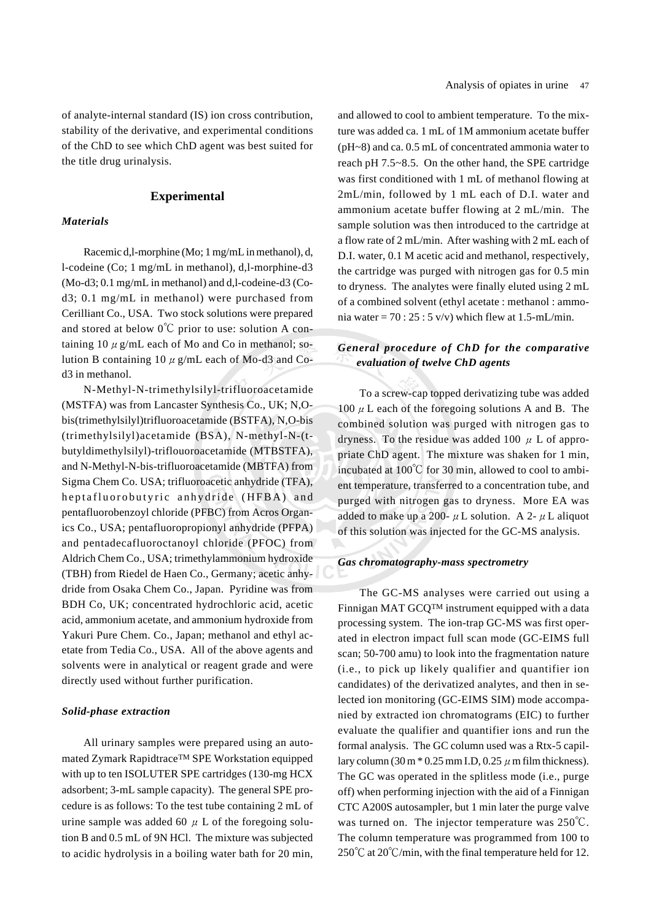of analyte-internal standard (IS) ion cross contribution, stability of the derivative, and experimental conditions of the ChD to see which ChD agent was best suited for the title drug urinalysis.

## Experimental

### *Materials*

Racemic d,l-morphine (Mo; 1 mg/mL in methanol), d, l-codeine (Co; 1 mg/mL in methanol), d,l-morphine-d3 (Mo-d3; 0.1 mg/mL in methanol) and d,l-codeine-d3 (Co-d3; 0.1 mg/mL in methanol) were purchased from Cerilliant Co., USA. Two stock solutions were prepared and stored at below 0℃ prior to use: solution A containing 10 $\mu$ g/mL each of Mo and Co in methanol; solution B containing 10 $\mu$ g/mL each of Mo-d3 and Co-d3 in methanol.

N-Methyl-N-trimethylsilyl-trifluoroacetamide (MSTFA) was from Lancaster Synthesis Co., UK; N,O-bis(trimethylsilyl)trifluoroacetamide (BSTFA), N,O-bis (trimethylsilyl)acetamide (BSA), N-methyl-N-(t-butyldimethylsilyl)-triflouoroacetamide (MTBSTFA), and N-Methyl-N-bis-trifluoroacetamide (MBTFA) from Sigma Chem Co. USA; trifluoroacetic anhydride (TFA), heptafluorobutyric anhydride (HFBA) and pentafluorobenzoyl chloride (PFBC) from Acros Organics Co., USA; pentafluoropropionyl anhydride (PFPA) and pentadecafluoroctanoyl chloride (PFOC) from Aldrich Chem Co., USA; trimethylammonium hydroxide (TBH) from Riedel de Haen Co., Germany; acetic anhydride from Osaka Chem Co., Japan. Pyridine was from BDH Co, UK; concentrated hydrochloric acid, acetic acid, ammonium acetate, and ammonium hydroxide from Yakuri Pure Chem. Co., Japan; methanol and ethyl acetate from Tedia Co., USA. All of the above agents and solvents were in analytical or reagent grade and were directly used without further purification.

### *Solid-phase extraction*

All urinary samples were prepared using an automated Zymark Rapidtrace™ SPE Workstation equipped with up to ten ISOLUTER SPE cartridges (130-mg HCX adsorbent; 3-mL sample capacity). The general SPE procedure is as follows: To the test tube containing 2 mL of urine sample was added 60 $\mu$ L of the foregoing solution B and 0.5 mL of 9N HCl. The mixture was subjected to acidic hydrolysis in a boiling water bath for 20 min, and allowed to cool to ambient temperature. To the mixture was added ca. 1 mL of 1M ammonium acetate buffer (pH~8) and ca. 0.5 mL of concentrated ammonia water to reach pH 7.5~8.5. On the other hand, the SPE cartridge was first conditioned with 1 mL of methanol flowing at 2mL/min, followed by 1 mL each of D.I. water and ammonium acetate buffer flowing at 2 mL/min. The sample solution was then introduced to the cartridge at a flow rate of 2 mL/min. After washing with 2 mL each of D.I. water, 0.1 M acetic acid and methanol, respectively, the cartridge was purged with nitrogen gas for 0.5 min to dryness. The analytes were finally eluted using 2 mL of a combined solvent (ethyl acetate : methanol : ammonia water = 70 : 25 : 5 v/v) which flew at 1.5-mL/min.

### *General procedure of ChD for the comparative evaluation of twelve ChD agents*

To a screw-cap topped derivatizing tube was added 100 $\mu$ L each of the foregoing solutions A and B. The combined solution was purged with nitrogen gas to dryness. To the residue was added 100 $\mu$ L of appropriate ChD agent. The mixture was shaken for 1 min, incubated at 100℃ for 30 min, allowed to cool to ambient temperature, transferred to a concentration tube, and purged with nitrogen gas to dryness. More EA was added to make up a 200- $\mu$ L solution. A 2- $\mu$ L aliquot of this solution was injected for the GC-MS analysis.

### *Gas chromatography-mass spectrometry*

The GC-MS analyses were carried out using a Finnigan MAT GCQ™ instrument equipped with a data processing system. The ion-trap GC-MS was first operated in electron impact full scan mode (GC-EIMS full scan; 50-700 amu) to look into the fragmentation nature (i.e., to pick up likely qualifier and quantifier ion candidates) of the derivatized analytes, and then in selected ion monitoring (GC-EIMS SIM) mode accompanied by extracted ion chromatograms (EIC) to further evaluate the qualifier and quantifier ions and run the formal analysis. The GC column used was a Rtx-5 capillary column (30 m * 0.25 mm I.D, 0.25 $\mu$ m film thickness). The GC was operated in the splitless mode (i.e., purge off) when performing injection with the aid of a Finnigan CTC A200S autosampler, but 1 min later the purge valve was turned on. The injector temperature was 250℃. The column temperature was programmed from 100 to 250℃ at 20℃/min, with the final temperature held for 12.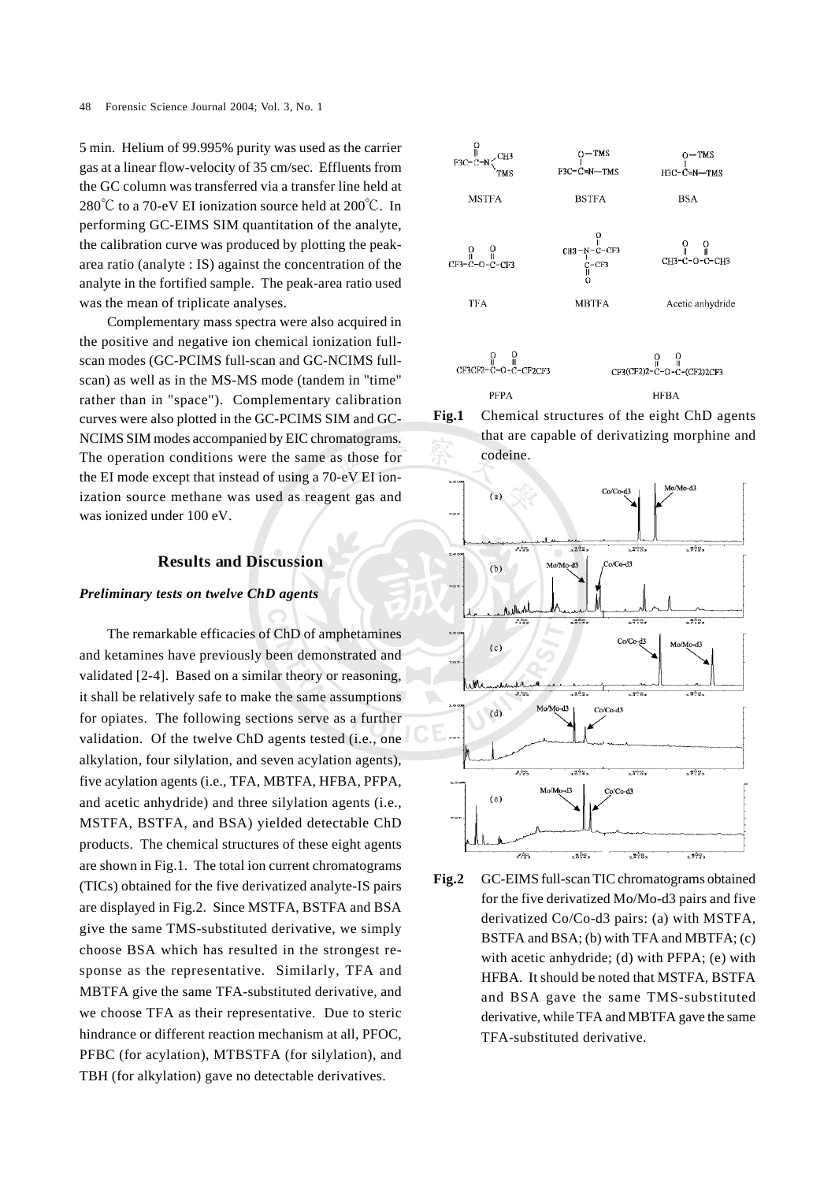5 min. Helium of 99.995% purity was used as the carrier gas at a linear flow-velocity of 35 cm/sec. Effluents from the GC column was transferred via a transfer line held at 280℃ to a 70-eV EI ionization source held at 200℃. In performing GC-EIMS SIM quantitation of the analyte, the calibration curve was produced by plotting the peak-area ratio (analyte : IS) against the concentration of the analyte in the fortified sample. The peak-area ratio used was the mean of triplicate analyses.

Complementary mass spectra were also acquired in the positive and negative ion chemical ionization full-scan modes (GC-PCIMS full-scan and GC-NCIMS full-scan) as well as in the MS-MS mode (tandem in "time" rather than in "space"). Complementary calibration curves were also plotted in the GC-PCIMS SIM and GC-NCIMS SIM modes accompanied by EIC chromatograms. The operation conditions were the same as those for the EI mode except that instead of using a 70-eV EI ionization source methane was used as reagent gas and was ionized under 100 eV.

## Results and Discussion

### *Preliminary tests on twelve ChD agents*

The remarkable efficacies of ChD of amphetamines and ketamines have previously been demonstrated and validated [2-4]. Based on a similar theory or reasoning, it shall be relatively safe to make the same assumptions for opiates. The following sections serve as a further validation. Of the twelve ChD agents tested (i.e., one alkylation, four silylation, and seven acylation agents), five acylation agents (i.e., TFA, MBTFA, HFBA, PFPA, and acetic anhydride) and three silylation agents (i.e., MSTFA, BSTFA, and BSA) yielded detectable ChD products. The chemical structures of these eight agents are shown in Fig.1. The total ion current chromatograms (TICs) obtained for the five derivatized analyte-IS pairs are displayed in Fig.2. Since MSTFA, BSTFA and BSA give the same TMS-substituted derivative, we simply choose BSA which has resulted in the strongest response as the representative. Similarly, TFA and MBTFA give the same TFA-substituted derivative, and we choose TFA as their representative. Due to steric hindrance or different reaction mechanism at all, PFOC, PFBC (for acylation), MTBSTFA (for silylation), and TBH (for alkylation) gave no detectable derivatives.

**Fig.1** Chemical structures of the eight ChD agents that are capable of derivatizing morphine and codeine.

**Fig.2** GC-EIMS full-scan TIC chromatograms obtained for the five derivatized Mo/Mo-d3 pairs and five derivatized Co/Co-d3 pairs: (a) with MSTFA, BSTFA and BSA; (b) with TFA and MBTFA; (c) with acetic anhydride; (d) with PFPA; (e) with HFBA. It should be noted that MSTFA, BSTFA and BSA gave the same TMS-substituted derivative, while TFA and MBTFA gave the same TFA-substituted derivative.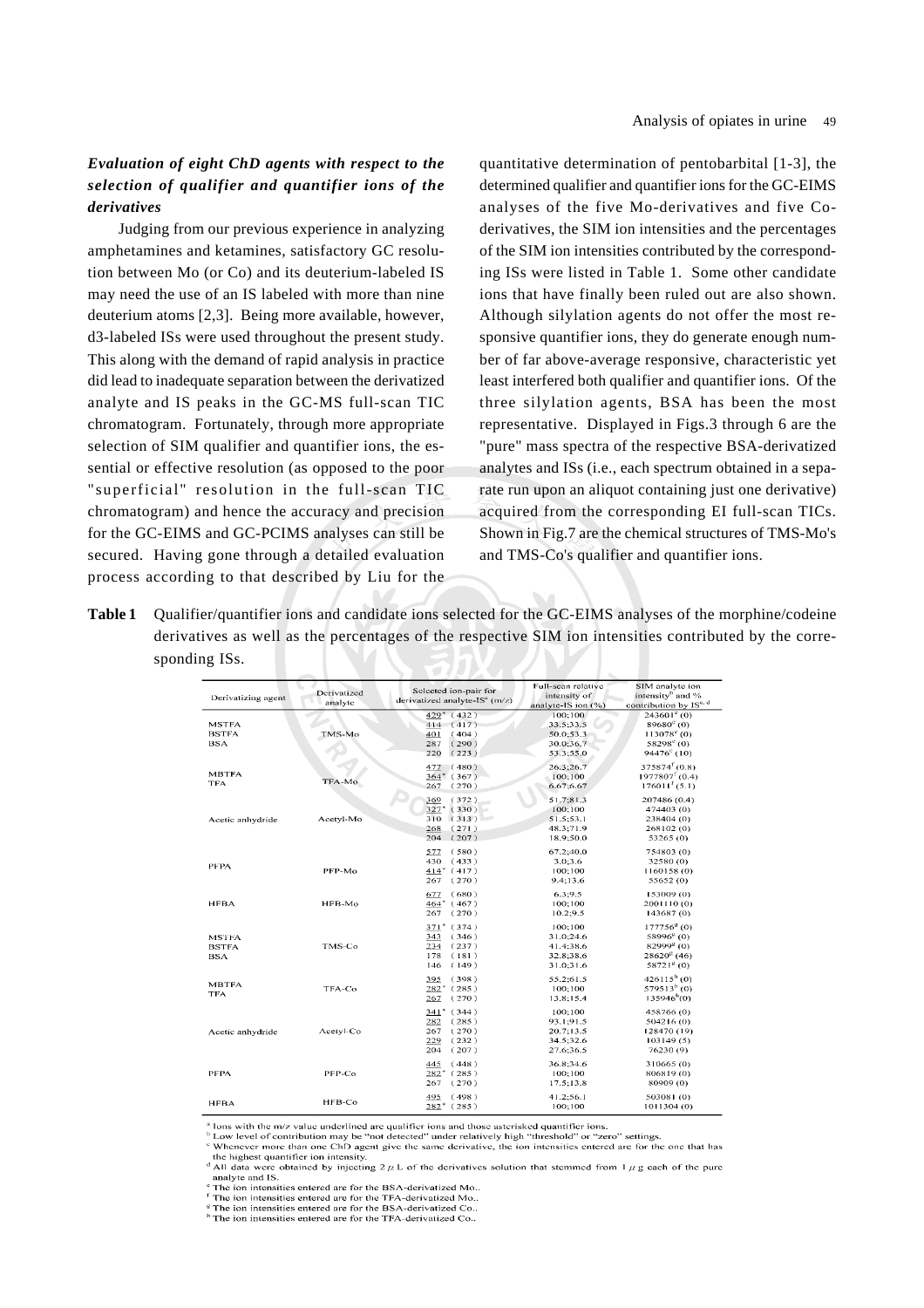### *Evaluation of eight ChD agents with respect to the selection of qualifier and quantifier ions of the derivatives*

Judging from our previous experience in analyzing amphetamines and ketamines, satisfactory GC resolution between Mo (or Co) and its deuterium-labeled IS may need the use of an IS labeled with more than nine deuterium atoms [2,3]. Being more available, however, d3-labeled ISs were used throughout the present study. This along with the demand of rapid analysis in practice did lead to inadequate separation between the derivatized analyte and IS peaks in the GC-MS full-scan TIC chromatogram. Fortunately, through more appropriate selection of SIM qualifier and quantifier ions, the essential or effective resolution (as opposed to the poor "superficial" resolution in the full-scan TIC chromatogram) and hence the accuracy and precision for the GC-EIMS and GC-PCIMS analyses can still be secured. Having gone through a detailed evaluation process according to that described by Liu for the quantitative determination of pentobarbital [1-3], the determined qualifier and quantifier ions for the GC-EIMS analyses of the five Mo-derivatives and five Co-derivatives, the SIM ion intensities and the percentages of the SIM ion intensities contributed by the corresponding ISs were listed in Table 1. Some other candidate ions that have finally been ruled out are also shown. Although silylation agents do not offer the most responsive quantifier ions, they do generate enough number of far above-average responsive, characteristic yet least interfered both qualifier and quantifier ions. Of the three silylation agents, BSA has been the most representative. Displayed in Figs.3 through 6 are the "pure" mass spectra of the respective BSA-derivatized analytes and ISs (i.e., each spectrum obtained in a separate run upon an aliquot containing just one derivative) acquired from the corresponding EI full-scan TICs. Shown in Fig.7 are the chemical structures of TMS-Mo's and TMS-Co's qualifier and quantifier ions.

**Table 1** Qualifier/quantifier ions and candidate ions selected for the GC-EIMS analyses of the morphine/codeine derivatives as well as the percentages of the respective SIM ion intensities contributed by the corresponding ISs.

| Derivatizing agent | Derivatized analyte | Selected ion-pair for derivatized analyte-IS[a] (m/z) | Full-scan relative intensity of analyte-IS ion (%) | SIM analyte ion intensity[b] and % contribution by IS[c,d] |
|---|---|---|---|---|
| MSTFA BSTFA BSA | TMS-Mo | 429* (432) | 100;100 | 243601[e] (0) |
| | | 414 (417) | 33.5;33.5 | 89680[e] (0) |
| | | 401 (404) | 50.0;53.3 | 113078[e] (0) |
| | | 287 (290) | 30.0;36.7 | 58298[e] (0) |
| | | 220 (223) | 53.3;55.0 | 94476[e] (10) |
| MBTFA TFA | TFA-Mo | 477 (480) | 26.3;26.7 | 375874[f] (0.8) |
| | | 364* (367) | 100;100 | 1977807[f] (0.4) |
| | | 267 (270) | 6.67;6.67 | 176011[f] (5.1) |
| Acetic anhydride | Acetyl-Mo | 369 (372) | 51.7;81.3 | 207486 (0.4) |
| | | 327* (330) | 100;100 | 474403 (0) |
| | | 310 (313) | 51.5;53.1 | 238404 (0) |
| | | 268 (271) | 48.3;71.9 | 268102 (0) |
| | | 204 (207) | 18.9;50.0 | 53265 (0) |
| PFPA | PFP-Mo | 577 (580) | 67.2;40.0 | 754803 (0) |
| | | 430 (433) | 3.0;3.6 | 32580 (0) |
| | | 414* (417) | 100;100 | 1160158 (0) |
| | | 267 (270) | 9.4;13.6 | 55652 (0) |
| HFBA | HFB-Mo | 677 (680) | 6.3;9.5 | 153009 (0) |
| | | 464* (467) | 100;100 | 2001110 (0) |
| | | 267 (270) | 10.2;9.5 | 143687 (0) |
| MSTFA BSTFA BSA | TMS-Co | 371* (374) | 100;100 | 177756[g] (0) |
| | | 343 (346) | 31.0;24.6 | 58996[g] (0) |
| | | 234 (237) | 41.4;38.6 | 82999[g] (0) |
| | | 178 (181) | 32.8;38.6 | 28620[g] (46) |
| | | 146 (149) | 31.0;31.6 | 58721[g] (0) |
| MBTFA TFA | TFA-Co | 395 (398) | 55.2;61.5 | 426115[h] (0) |
| | | 282* (285) | 100;100 | 579513[h] (0) |
| | | 267 (270) | 13.8;15.4 | 135946[h] (0) |
| Acetic anhydride | Acetyl-Co | 341* (344) | 100;100 | 458766 (0) |
| | | 282 (285) | 93.1;91.5 | 504216 (0) |
| | | 267 (270) | 20.7;13.5 | 128470 (19) |
| | | 229 (232) | 34.5;32.6 | 103149 (5) |
| | | 204 (207) | 27.6;36.5 | 76230 (9) |
| PFPA | PFP-Co | 445 (448) | 36.8;34.6 | 310665 (0) |
| | | 282* (285) | 100;100 | 806819 (0) |
| | | 267 (270) | 17.5;13.8 | 80909 (0) |
| HFBA | HFB-Co | 495 (498) | 41.2;56.1 | 503081 (0) |
| | | 282* (285) | 100;100 | 1011304 (0) |

[a] Ions with the m/z value underlined are qualifier ions and those asterisked quantifier ions.
[b] Low level of contribution may be "not detected" under relatively high "threshold" or "zero" settings.
[c] Whenever more than one ChD agent gave the same derivative, the ion intensities entered are for the one that has the highest quantifier ion intensity.
[d] All data were obtained by injecting 2 μL of the derivatives solution that stemmed from 1 μg each of the pure analyte and IS.
[e] The ion intensities entered are for the BSA-derivatized Mo..
[f] The ion intensities entered are for the TFA-derivatized Mo..
[g] The ion intensities entered are for the BSA-derivatized Co..
[h] The ion intensities entered are for the TFA-derivatized Co..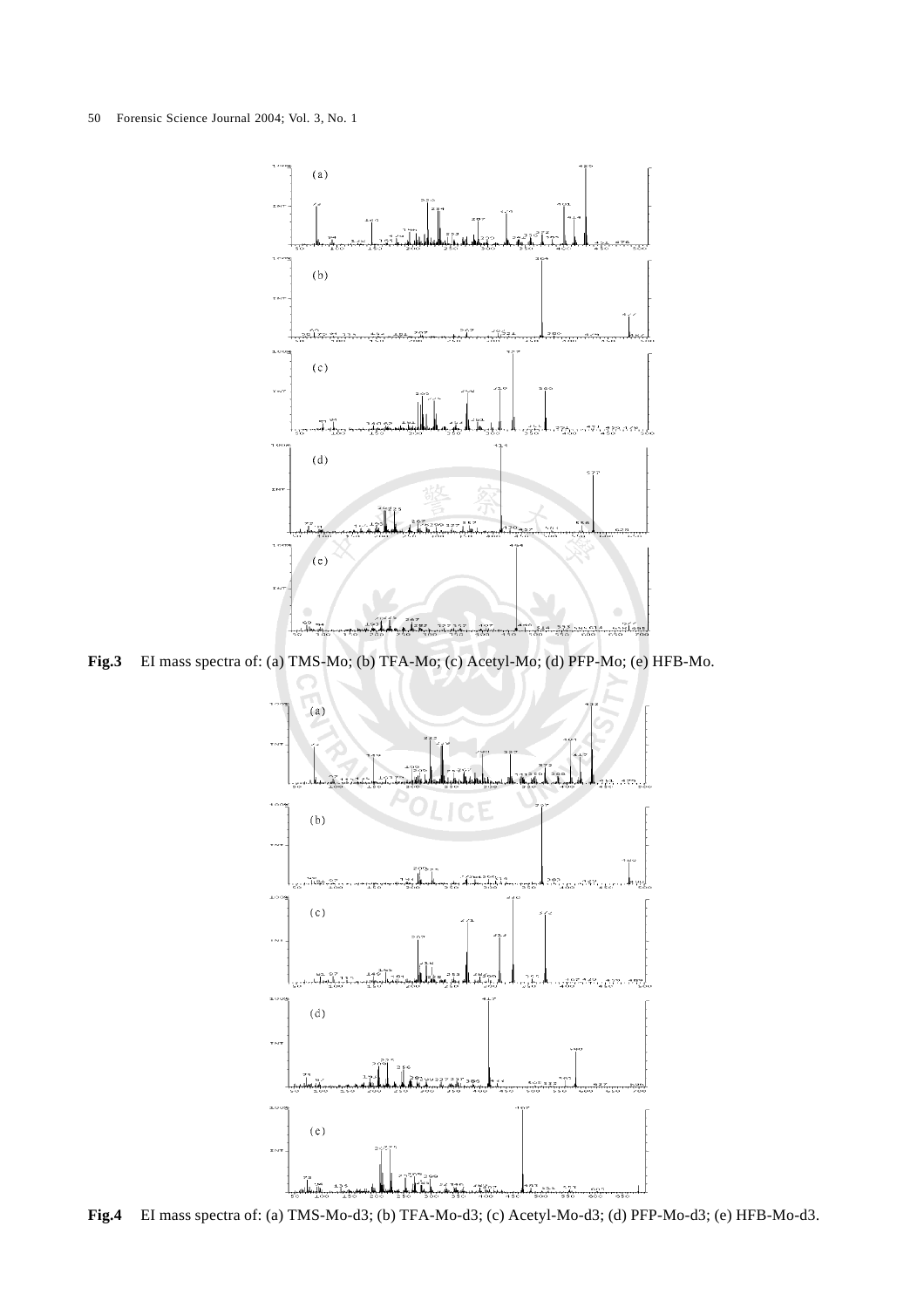**Fig.3** EI mass spectra of: (a) TMS-Mo; (b) TFA-Mo; (c) Acetyl-Mo; (d) PFP-Mo; (e) HFB-Mo.

**Fig.4** EI mass spectra of: (a) TMS-Mo-d3; (b) TFA-Mo-d3; (c) Acetyl-Mo-d3; (d) PFP-Mo-d3; (e) HFB-Mo-d3.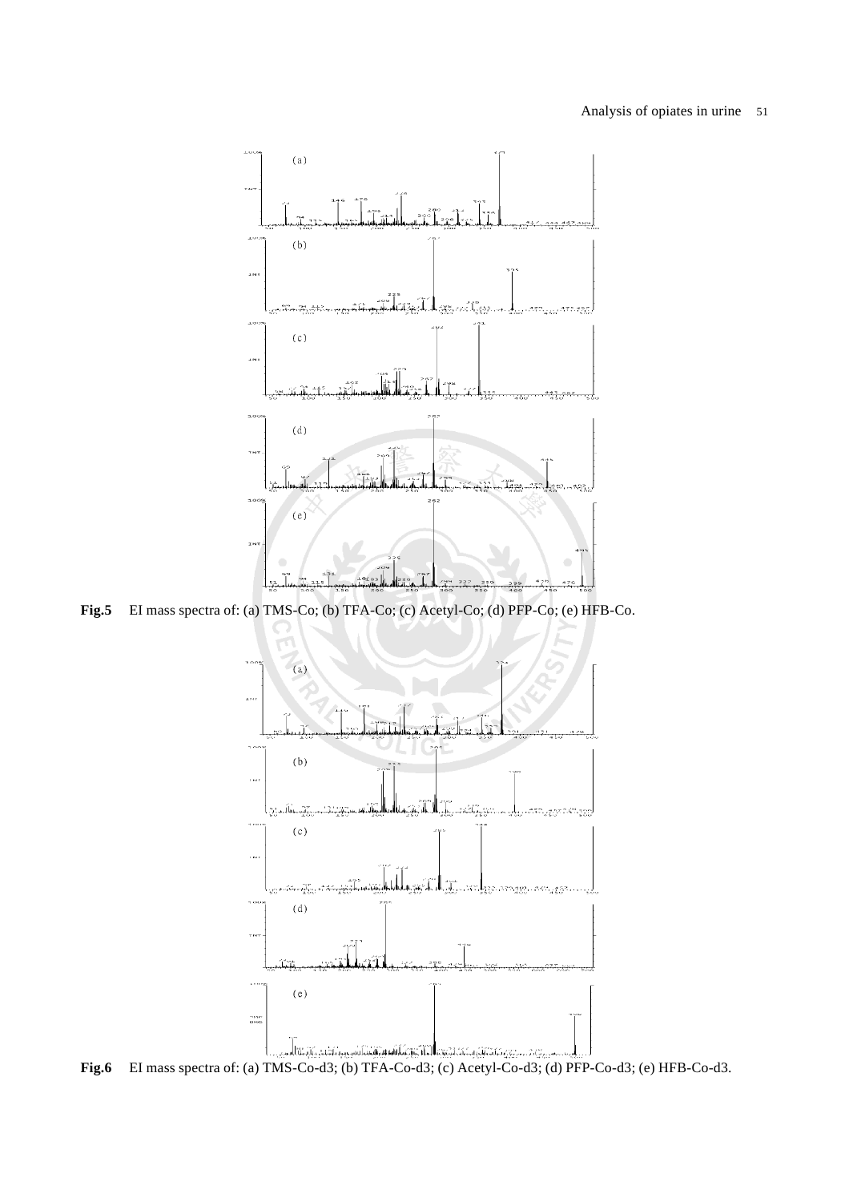Fig.5 EI mass spectra of: (a) TMS-Co; (b) TFA-Co; (c) Acetyl-Co; (d) PFP-Co; (e) HFB-Co.

Fig.6 EI mass spectra of: (a) TMS-Co-d3; (b) TFA-Co-d3; (c) Acetyl-Co-d3; (d) PFP-Co-d3; (e) HFB-Co-d3.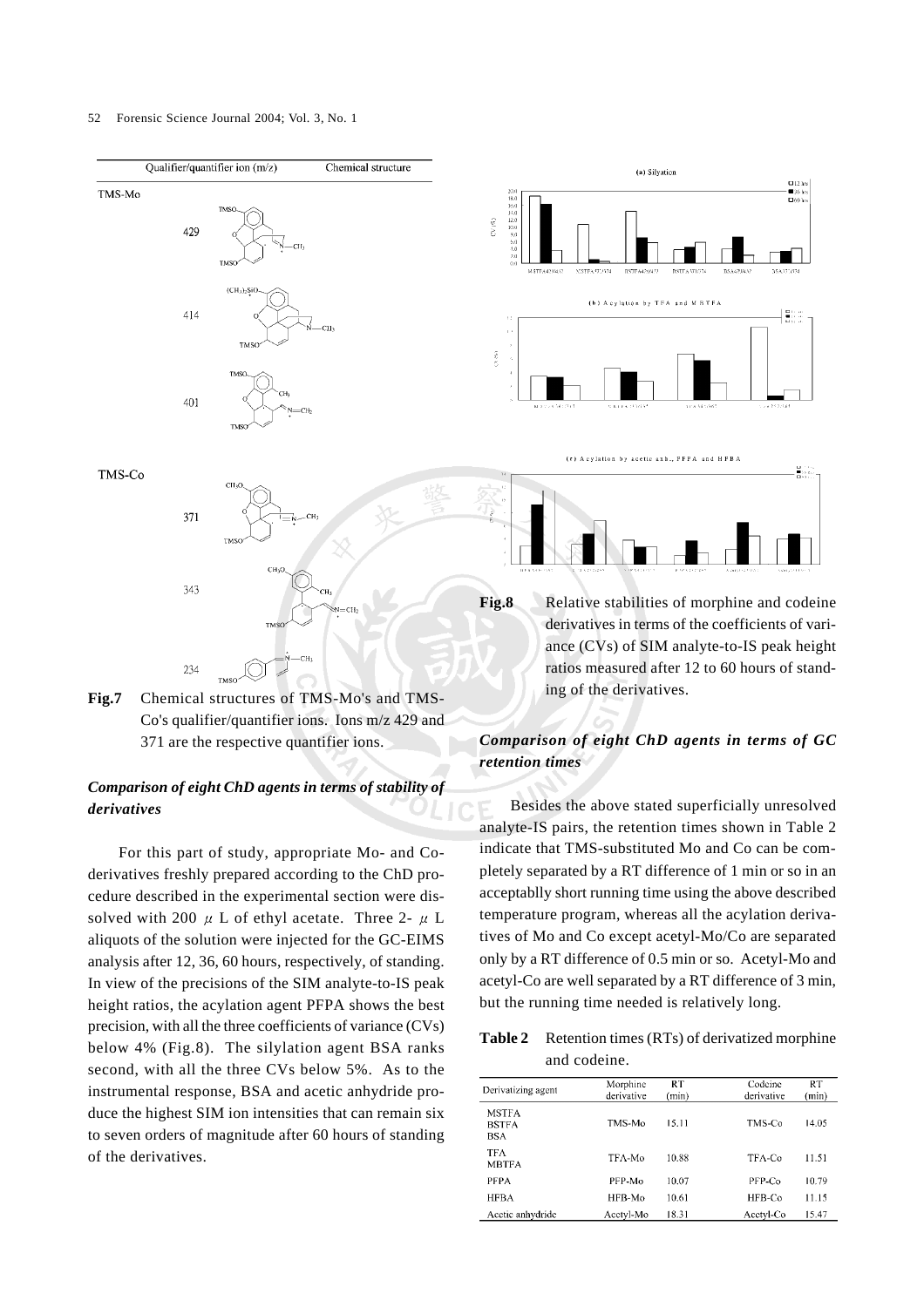| Qualifier/quantifier ion (m/z) | Chemical structure |
|---|---|
| **TMS-Mo** | |
| 429 | |
| 414 | |
| 401 | |
| **TMS-Co** | |
| 371 | |
| 343 | |
| 234 | |

**Fig.7** Chemical structures of TMS-Mo's and TMS-Co's qualifier/quantifier ions. Ions m/z 429 and 371 are the respective quantifier ions.

### *Comparison of eight ChD agents in terms of stability of derivatives*

For this part of study, appropriate Mo- and Co-derivatives freshly prepared according to the ChD procedure described in the experimental section were dissolved with 200 $\mu$ L of ethyl acetate. Three 2- $\mu$ L aliquots of the solution were injected for the GC-EIMS analysis after 12, 36, 60 hours, respectively, of standing. In view of the precisions of the SIM analyte-to-IS peak height ratios, the acylation agent PFPA shows the best precision, with all the three coefficients of variance (CVs) below 4% (Fig.8). The silylation agent BSA ranks second, with all the three CVs below 5%. As to the instrumental response, BSA and acetic anhydride produce the highest SIM ion intensities that can remain six to seven orders of magnitude after 60 hours of standing of the derivatives.

(a) Silylation

(b) Acylation by TFA and MBTFA

(c) Acylation by acetic anh., PFPA and HFBA

**Fig.8** Relative stabilities of morphine and codeine derivatives in terms of the coefficients of variance (CVs) of SIM analyte-to-IS peak height ratios measured after 12 to 60 hours of standing of the derivatives.

### *Comparison of eight ChD agents in terms of GC retention times*

Besides the above stated superficially unresolved analyte-IS pairs, the retention times shown in Table 2 indicate that TMS-substituted Mo and Co can be completely separated by a RT difference of 1 min or so in an acceptablly short running time using the above described temperature program, whereas all the acylation derivatives of Mo and Co except acetyl-Mo/Co are separated only by a RT difference of 0.5 min or so. Acetyl-Mo and acetyl-Co are well separated by a RT difference of 3 min, but the running time needed is relatively long.

**Table 2** Retention times (RTs) of derivatized morphine and codeine.

| Derivatizing agent | Morphine derivative | RT (min) | Codeine derivative | RT (min) |
|---|---|---|---|---|
| MSTFA<br>BSTFA<br>BSA | TMS-Mo | 15.11 | TMS-Co | 14.05 |
| TFA<br>MBTFA | TFA-Mo | 10.88 | TFA-Co | 11.51 |
| PFPA | PFP-Mo | 10.07 | PFP-Co | 10.79 |
| HFBA | HFB-Mo | 10.61 | HFB-Co | 11.15 |
| Acetic anhydride | Acetyl-Mo | 18.31 | Acetyl-Co | 15.47 |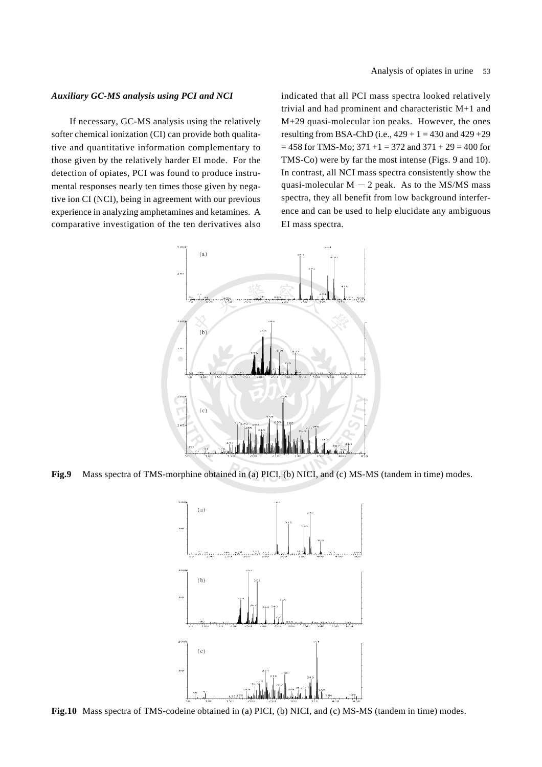### *Auxiliary GC-MS analysis using PCI and NCI*

If necessary, GC-MS analysis using the relatively softer chemical ionization (CI) can provide both qualitative and quantitative information complementary to those given by the relatively harder EI mode. For the detection of opiates, PCI was found to produce instrumental responses nearly ten times those given by negative ion CI (NCI), being in agreement with our previous experience in analyzing amphetamines and ketamines. A comparative investigation of the ten derivatives also indicated that all PCI mass spectra looked relatively trivial and had prominent and characteristic M+1 and M+29 quasi-molecular ion peaks. However, the ones resulting from BSA-ChD (i.e., 429 + 1 = 430 and 429 +29 = 458 for TMS-Mo; 371 +1 = 372 and 371 + 29 = 400 for TMS-Co) were by far the most intense (Figs. 9 and 10). In contrast, all NCI mass spectra consistently show the quasi-molecular M − 2 peak. As to the MS/MS mass spectra, they all benefit from low background interference and can be used to help elucidate any ambiguous EI mass spectra.

**Fig.9** Mass spectra of TMS-morphine obtained in (a) PICI, (b) NICI, and (c) MS-MS (tandem in time) modes.

**Fig.10** Mass spectra of TMS-codeine obtained in (a) PICI, (b) NICI, and (c) MS-MS (tandem in time) modes.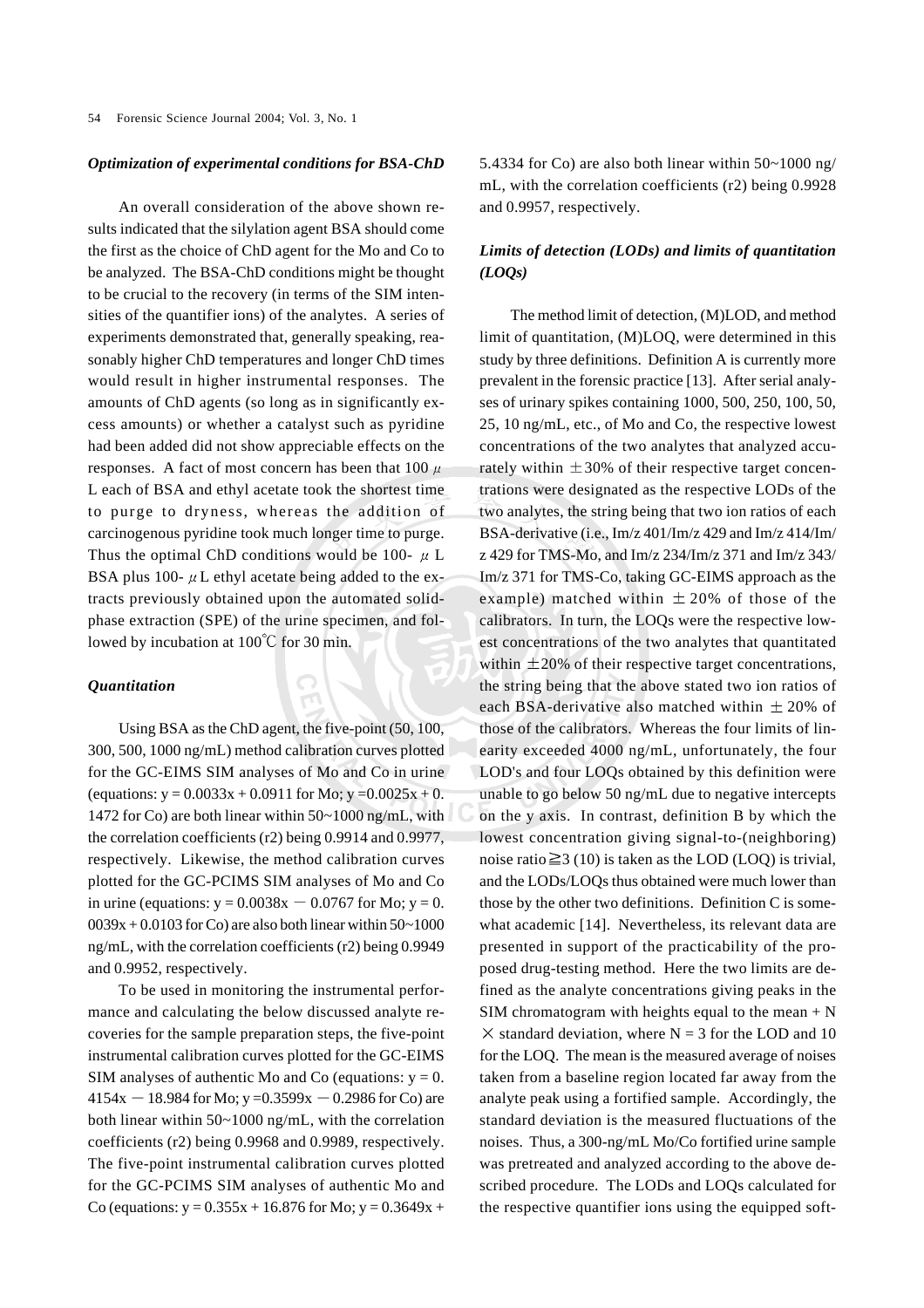### *Optimization of experimental conditions for BSA-ChD*

An overall consideration of the above shown results indicated that the silylation agent BSA should come the first as the choice of ChD agent for the Mo and Co to be analyzed. The BSA-ChD conditions might be thought to be crucial to the recovery (in terms of the SIM intensities of the quantifier ions) of the analytes. A series of experiments demonstrated that, generally speaking, reasonably higher ChD temperatures and longer ChD times would result in higher instrumental responses. The amounts of ChD agents (so long as in significantly excess amounts) or whether a catalyst such as pyridine had been added did not show appreciable effects on the responses. A fact of most concern has been that 100 μL each of BSA and ethyl acetate took the shortest time to purge to dryness, whereas the addition of carcinogenous pyridine took much longer time to purge. Thus the optimal ChD conditions would be 100-μL BSA plus 100-μL ethyl acetate being added to the extracts previously obtained upon the automated solid-phase extraction (SPE) of the urine specimen, and followed by incubation at 100℃ for 30 min.

### *Quantitation*

Using BSA as the ChD agent, the five-point (50, 100, 300, 500, 1000 ng/mL) method calibration curves plotted for the GC-EIMS SIM analyses of Mo and Co in urine (equations: $y = 0.0033x + 0.0911$ for Mo; $y = 0.0025x + 0.1472$ for Co) are both linear within 50~1000 ng/mL, with the correlation coefficients (r2) being 0.9914 and 0.9977, respectively. Likewise, the method calibration curves plotted for the GC-PCIMS SIM analyses of Mo and Co in urine (equations: $y = 0.0038x - 0.0767$ for Mo; $y = 0.0039x + 0.0103$ for Co) are also both linear within 50~1000 ng/mL, with the correlation coefficients (r2) being 0.9949 and 0.9952, respectively.

To be used in monitoring the instrumental performance and calculating the below discussed analyte recoveries for the sample preparation steps, the five-point instrumental calibration curves plotted for the GC-EIMS SIM analyses of authentic Mo and Co (equations: $y = 0.4154x - 18.984$ for Mo; $y = 0.3599x - 0.2986$ for Co) are both linear within 50~1000 ng/mL, with the correlation coefficients (r2) being 0.9968 and 0.9989, respectively. The five-point instrumental calibration curves plotted for the GC-PCIMS SIM analyses of authentic Mo and Co (equations: $y = 0.355x + 16.876$ for Mo; $y = 0.3649x + 5.4334$ for Co) are also both linear within 50~1000 ng/mL, with the correlation coefficients (r2) being 0.9928 and 0.9957, respectively.

### *Limits of detection (LODs) and limits of quantitation (LOQs)*

The method limit of detection, (M)LOD, and method limit of quantitation, (M)LOQ, were determined in this study by three definitions. Definition A is currently more prevalent in the forensic practice [13]. After serial analyses of urinary spikes containing 1000, 500, 250, 100, 50, 25, 10 ng/mL, etc., of Mo and Co, the respective lowest concentrations of the two analytes that analyzed accurately within ±30% of their respective target concentrations were designated as the respective LODs of the two analytes, the string being that two ion ratios of each BSA-derivative (i.e., Im/z 401/Im/z 429 and Im/z 414/Im/z 429 for TMS-Mo, and Im/z 234/Im/z 371 and Im/z 343/Im/z 371 for TMS-Co, taking GC-EIMS approach as the example) matched within ±20% of those of the calibrators. In turn, the LOQs were the respective lowest concentrations of the two analytes that quantitated within ±20% of their respective target concentrations, the string being that the above stated two ion ratios of each BSA-derivative also matched within ±20% of those of the calibrators. Whereas the four limits of linearity exceeded 4000 ng/mL, unfortunately, the four LOD's and four LOQs obtained by this definition were unable to go below 50 ng/mL due to negative intercepts on the y axis. In contrast, definition B by which the lowest concentration giving signal-to-(neighboring) noise ratio ≧3 (10) is taken as the LOD (LOQ) is trivial, and the LODs/LOQs thus obtained were much lower than those by the other two definitions. Definition C is somewhat academic [14]. Nevertheless, its relevant data are presented in support of the practicability of the proposed drug-testing method. Here the two limits are defined as the analyte concentrations giving peaks in the SIM chromatogram with heights equal to the mean + N × standard deviation, where N = 3 for the LOD and 10 for the LOQ. The mean is the measured average of noises taken from a baseline region located far away from the analyte peak using a fortified sample. Accordingly, the standard deviation is the measured fluctuations of the noises. Thus, a 300-ng/mL Mo/Co fortified urine sample was pretreated and analyzed according to the above described procedure. The LODs and LOQs calculated for the respective quantifier ions using the equipped soft-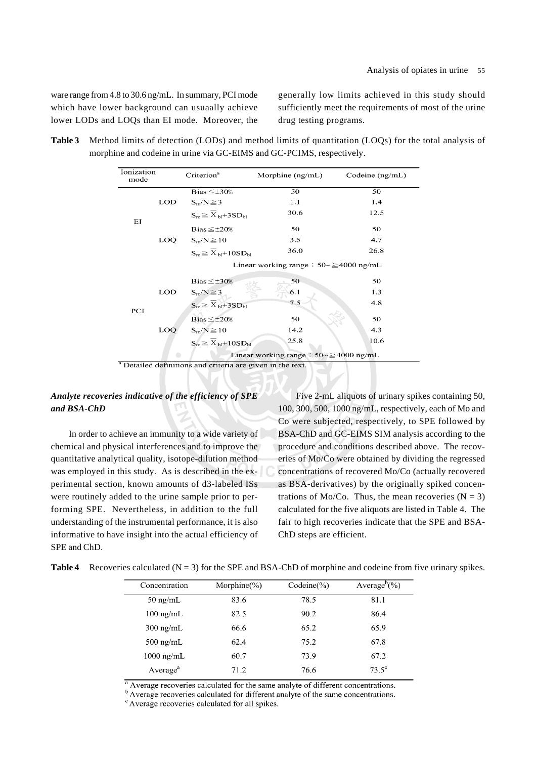ware range from 4.8 to 30.6 ng/mL. In summary, PCI mode which have lower background can usuaally achieve lower LODs and LOQs than EI mode. Moreover, the generally low limits achieved in this study should sufficiently meet the requirements of most of the urine drug testing programs.

**Table 3** Method limits of detection (LODs) and method limits of quantitation (LOQs) for the total analysis of morphine and codeine in urine via GC-EIMS and GC-PCIMS, respectively.

| Ionization mode | | Criterion[a] | Morphine (ng/mL) | Codeine (ng/mL) |
|---|---|---|---|---|
| EI | LOD | Bias ≦ ±30% | 50 | 50 |
| | | $S_m/N \geqq 3$ | 1.1 | 1.4 |
| | | $S_m \geqq \overline{X}_{bl}+3SD_{bl}$ | 30.6 | 12.5 |
| | LOQ | Bias ≦ ±20% | 50 | 50 |
| | | $S_m/N \geqq 10$ | 3.5 | 4.7 |
| | | $S_m \geqq \overline{X}_{bl}+10SD_{bl}$ | 36.0 | 26.8 |
| | | Linear working range：50~≧4000 ng/mL | | |
| PCI | LOD | Bias ≦ ±30% | 50 | 50 |
| | | $S_m/N \geqq 3$ | 6.1 | 1.3 |
| | | $S_m \geqq \overline{X}_{bl}+3SD_{bl}$ | 7.5 | 4.8 |
| | LOQ | Bias ≦ ±20% | 50 | 50 |
| | | $S_m/N \geqq 10$ | 14.2 | 4.3 |
| | | $S_m \geqq \overline{X}_{bl}+10SD_{bl}$ | 25.8 | 10.6 |
| | | Linear working range：50~≧4000 ng/mL | | |

[a] Detailed definitions and criteria are given in the text.

### *Analyte recoveries indicative of the efficiency of SPE and BSA-ChD*

In order to achieve an immunity to a wide variety of chemical and physical interferences and to improve the quantitative analytical quality, isotope-dilution method was employed in this study. As is described in the experimental section, known amounts of d3-labeled ISs were routinely added to the urine sample prior to performing SPE. Nevertheless, in addition to the full understanding of the instrumental performance, it is also informative to have insight into the actual efficiency of SPE and ChD.

Five 2-mL aliquots of urinary spikes containing 50, 100, 300, 500, 1000 ng/mL, respectively, each of Mo and Co were subjected, respectively, to SPE followed by BSA-ChD and GC-EIMS SIM analysis according to the procedure and conditions described above. The recoveries of Mo/Co were obtained by dividing the regressed concentrations of recovered Mo/Co (actually recovered as BSA-derivatives) by the originally spiked concentrations of Mo/Co. Thus, the mean recoveries (N = 3) calculated for the five aliquots are listed in Table 4. The fair to high recoveries indicate that the SPE and BSA-ChD steps are efficient.

**Table 4** Recoveries calculated (N = 3) for the SPE and BSA-ChD of morphine and codeine from five urinary spikes.

| Concentration | Morphine(%) | Codeine(%) | Average[b](%) |
|---|---|---|---|
| 50 ng/mL | 83.6 | 78.5 | 81.1 |
| 100 ng/mL | 82.5 | 90.2 | 86.4 |
| 300 ng/mL | 66.6 | 65.2 | 65.9 |
| 500 ng/mL | 62.4 | 75.2 | 67.8 |
| 1000 ng/mL | 60.7 | 73.9 | 67.2 |
| Average[a] | 71.2 | 76.6 | 73.5[c] |

[a] Average recoveries calculated for the same analyte of different concentrations.
[b] Average recoveries calculated for different analyte of the same concentrations.
[c] Average recoveries calculated for all spikes.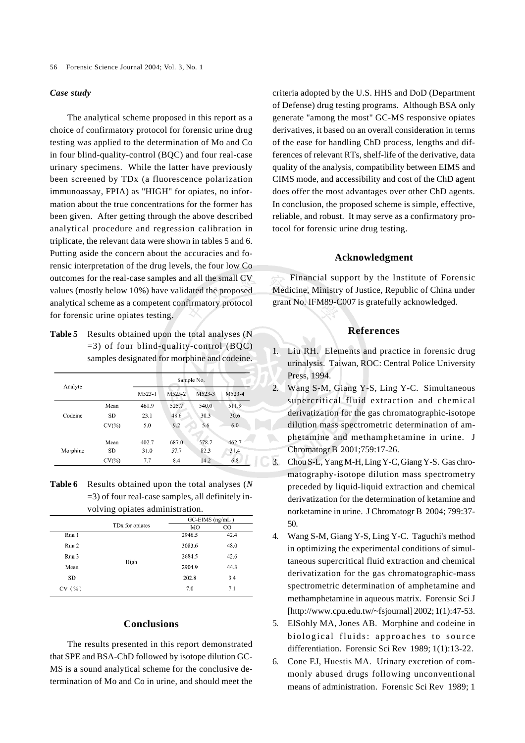### *Case study*

The analytical scheme proposed in this report as a choice of confirmatory protocol for forensic urine drug testing was applied to the determination of Mo and Co in four blind-quality-control (BQC) and four real-case urinary specimens. While the latter have previously been screened by TDx (a fluorescence polarization immunoassay, FPIA) as "HIGH" for opiates, no information about the true concentrations for the former has been given. After getting through the above described analytical procedure and regression calibration in triplicate, the relevant data were shown in tables 5 and 6. Putting aside the concern about the accuracies and forensic interpretation of the drug levels, the four low Co outcomes for the real-case samples and all the small CV values (mostly below 10%) have validated the proposed analytical scheme as a competent confirmatory protocol for forensic urine opiates testing.

**Table 5** Results obtained upon the total analyses (N =3) of four blind-quality-control (BQC) samples designated for morphine and codeine.

| Analyte | | Sample No. | | | |
|---|---|---|---|---|---|
| | | M523-1 | M523-2 | M523-3 | M523-4 |
| Codeine | Mean | 461.9 | 525.7 | 540.0 | 511.9 |
| | SD | 23.1 | 48.6 | 30.3 | 30.6 |
| | CV(%) | 5.0 | 9.2 | 5.6 | 6.0 |
| Morphine | Mean | 402.7 | 687.0 | 578.7 | 462.7 |
| | SD | 31.0 | 57.7 | 82.3 | 31.4 |
| | CV(%) | 7.7 | 8.4 | 14.2 | 6.8 |

**Table 6** Results obtained upon the total analyses (*N* =3) of four real-case samples, all definitely involving opiates administration.

| | TDx for opiates | GC-EIMS (ng/mL) | |
|---|---|---|---|
| | | MO | CO |
| Run 1 | High | 2946.5 | 42.4 |
| Run 2 | | 3083.6 | 48.0 |
| Run 3 | | 2684.5 | 42.6 |
| Mean | | 2904.9 | 44.3 |
| SD | | 202.8 | 3.4 |
| CV (%) | | 7.0 | 7.1 |

## Conclusions

The results presented in this report demonstrated that SPE and BSA-ChD followed by isotope dilution GC-MS is a sound analytical scheme for the conclusive determination of Mo and Co in urine, and should meet the criteria adopted by the U.S. HHS and DoD (Department of Defense) drug testing programs. Although BSA only generate "among the most" GC-MS responsive opiates derivatives, it based on an overall consideration in terms of the ease for handling ChD process, lengths and differences of relevant RTs, shelf-life of the derivative, data quality of the analysis, compatibility between EIMS and CIMS mode, and accessibility and cost of the ChD agent does offer the most advantages over other ChD agents. In conclusion, the proposed scheme is simple, effective, reliable, and robust. It may serve as a confirmatory protocol for forensic urine drug testing.

## Acknowledgment

Financial support by the Institute of Forensic Medicine, Ministry of Justice, Republic of China under grant No. IFM89-C007 is gratefully acknowledged.

## References

1. Liu RH. Elements and practice in forensic drug urinalysis. Taiwan, ROC: Central Police University Press, 1994.
2. Wang S-M, Giang Y-S, Ling Y-C. Simultaneous supercritical fluid extraction and chemical derivatization for the gas chromatographic-isotope dilution mass spectrometric determination of amphetamine and methamphetamine in urine. J Chromatogr B 2001;759:17-26.
3. Chou S-L, Yang M-H, Ling Y-C, Giang Y-S. Gas chromatography-isotope dilution mass spectrometry preceded by liquid-liquid extraction and chemical derivatization for the determination of ketamine and norketamine in urine. J Chromatogr B 2004; 799:37-50.
4. Wang S-M, Giang Y-S, Ling Y-C. Taguchi's method in optimizing the experimental conditions of simultaneous supercritical fluid extraction and chemical derivatization for the gas chromatographic-mass spectrometric determination of amphetamine and methamphetamine in aqueous matrix. Forensic Sci J [http://www.cpu.edu.tw/~fsjournal] 2002; 1(1):47-53.
5. ElSohly MA, Jones AB. Morphine and codeine in biological fluids: approaches to source differentiation. Forensic Sci Rev 1989; 1(1):13-22.
6. Cone EJ, Huestis MA. Urinary excretion of commonly abused drugs following unconventional means of administration. Forensic Sci Rev 1989; 1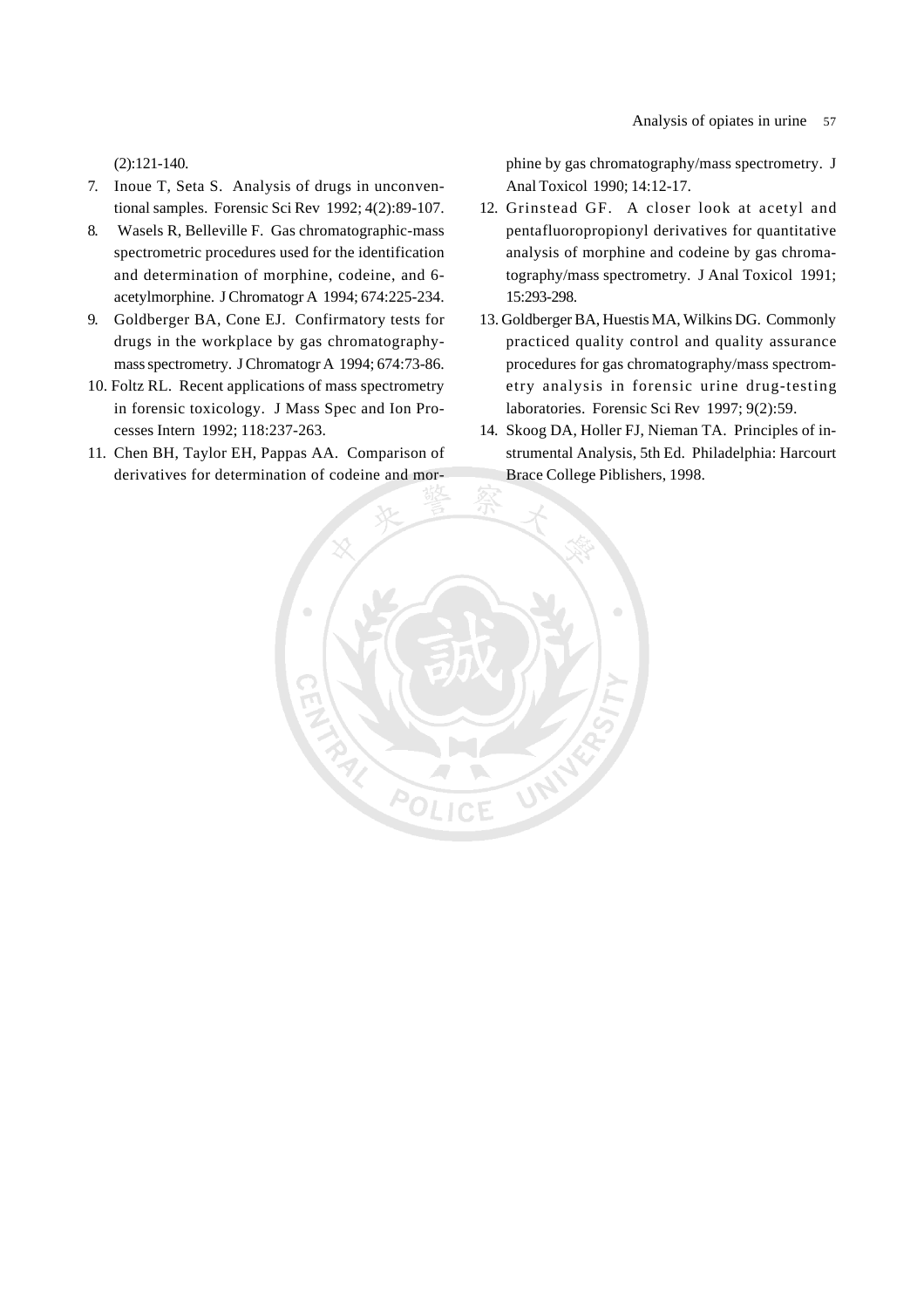(2):121-140.

7. Inoue T, Seta S. Analysis of drugs in unconventional samples. Forensic Sci Rev 1992; 4(2):89-107.
8. Wasels R, Belleville F. Gas chromatographic-mass spectrometric procedures used for the identification and determination of morphine, codeine, and 6-acetylmorphine. J Chromatogr A 1994; 674:225-234.
9. Goldberger BA, Cone EJ. Confirmatory tests for drugs in the workplace by gas chromatography-mass spectrometry. J Chromatogr A 1994; 674:73-86.
10. Foltz RL. Recent applications of mass spectrometry in forensic toxicology. J Mass Spec and Ion Processes Intern 1992; 118:237-263.
11. Chen BH, Taylor EH, Pappas AA. Comparison of derivatives for determination of codeine and morphine by gas chromatography/mass spectrometry. J Anal Toxicol 1990; 14:12-17.
12. Grinstead GF. A closer look at acetyl and pentafluoropropionyl derivatives for quantitative analysis of morphine and codeine by gas chromatography/mass spectrometry. J Anal Toxicol 1991; 15:293-298.
13. Goldberger BA, Huestis MA, Wilkins DG. Commonly practiced quality control and quality assurance procedures for gas chromatography/mass spectrometry analysis in forensic urine drug-testing laboratories. Forensic Sci Rev 1997; 9(2):59.
14. Skoog DA, Holler FJ, Nieman TA. Principles of instrumental Analysis, 5th Ed. Philadelphia: Harcourt Brace College Piblishers, 1998.